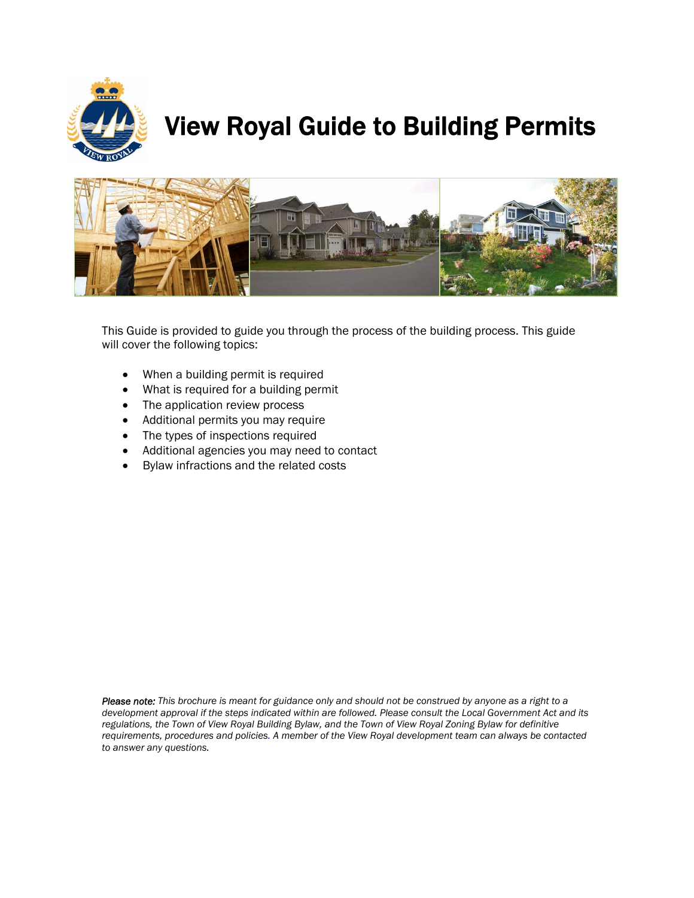# View Royal Guide to Building Permits

This Guide is provided to guide you through the process of the building process. This guide will cover the following topics:

- When a building permit is required
- What is required for a building permit
- The application review process
- Additional permits you may require
- The types of inspections required
- Additional agencies you may need to contact
- Bylaw infractions and the related costs

***Please note:*** *This brochure is meant for guidance only and should not be construed by anyone as a right to a development approval if the steps indicated within are followed. Please consult the Local Government Act and its regulations, the Town of View Royal Building Bylaw, and the Town of View Royal Zoning Bylaw for definitive requirements, procedures and policies. A member of the View Royal development team can always be contacted to answer any questions.*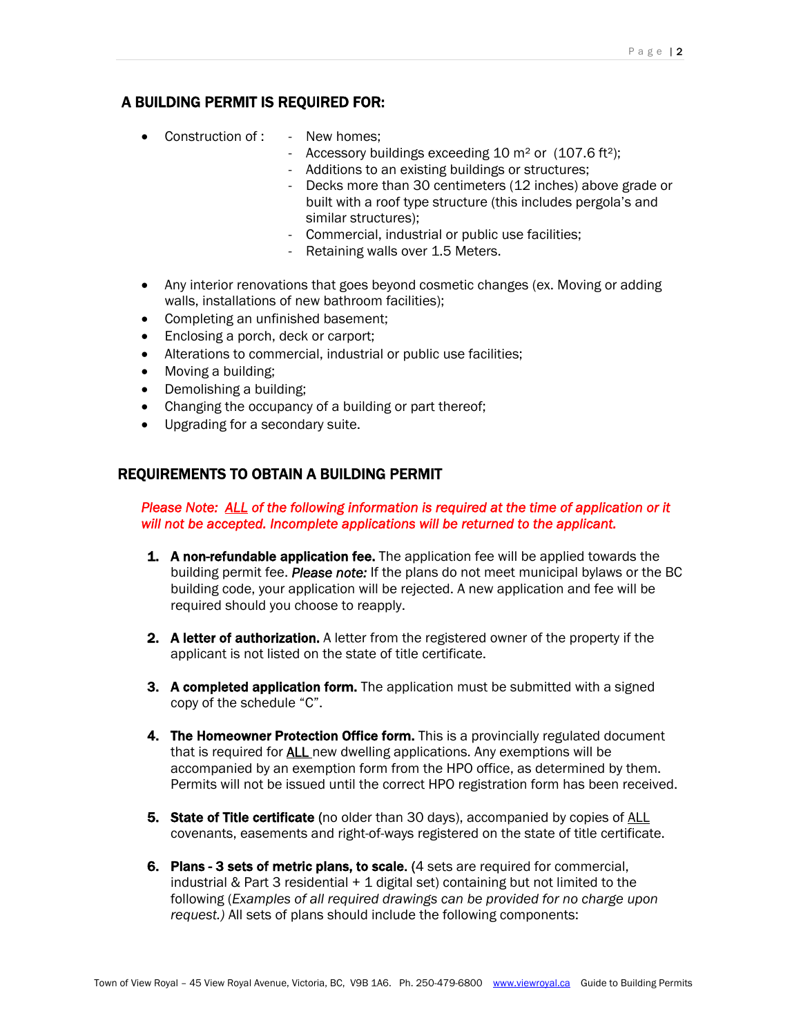## A BUILDING PERMIT IS REQUIRED FOR:

- Construction of :
  - New homes;
  - Accessory buildings exceeding 10 m² or (107.6 ft²);
  - Additions to an existing buildings or structures;
  - Decks more than 30 centimeters (12 inches) above grade or built with a roof type structure (this includes pergola's and similar structures);
  - Commercial, industrial or public use facilities;
  - Retaining walls over 1.5 Meters.

- Any interior renovations that goes beyond cosmetic changes (ex. Moving or adding walls, installations of new bathroom facilities);
- Completing an unfinished basement;
- Enclosing a porch, deck or carport;
- Alterations to commercial, industrial or public use facilities;
- Moving a building;
- Demolishing a building;
- Changing the occupancy of a building or part thereof;
- Upgrading for a secondary suite.

## REQUIREMENTS TO OBTAIN A BUILDING PERMIT

*Please Note: ALL of the following information is required at the time of application or it will not be accepted. Incomplete applications will be returned to the applicant.*

1. **A non-refundable application fee.** The application fee will be applied towards the building permit fee. ***Please note:*** If the plans do not meet municipal bylaws or the BC building code, your application will be rejected. A new application and fee will be required should you choose to reapply.

2. **A letter of authorization.** A letter from the registered owner of the property if the applicant is not listed on the state of title certificate.

3. **A completed application form.** The application must be submitted with a signed copy of the schedule "C".

4. **The Homeowner Protection Office form.** This is a provincially regulated document that is required for ALL new dwelling applications. Any exemptions will be accompanied by an exemption form from the HPO office, as determined by them. Permits will not be issued until the correct HPO registration form has been received.

5. **State of Title certificate** (no older than 30 days), accompanied by copies of ALL covenants, easements and right-of-ways registered on the state of title certificate.

6. **Plans - 3 sets of metric plans, to scale.** (4 sets are required for commercial, industrial & Part 3 residential + 1 digital set) containing but not limited to the following (*Examples of all required drawings can be provided for no charge upon request.)* All sets of plans should include the following components: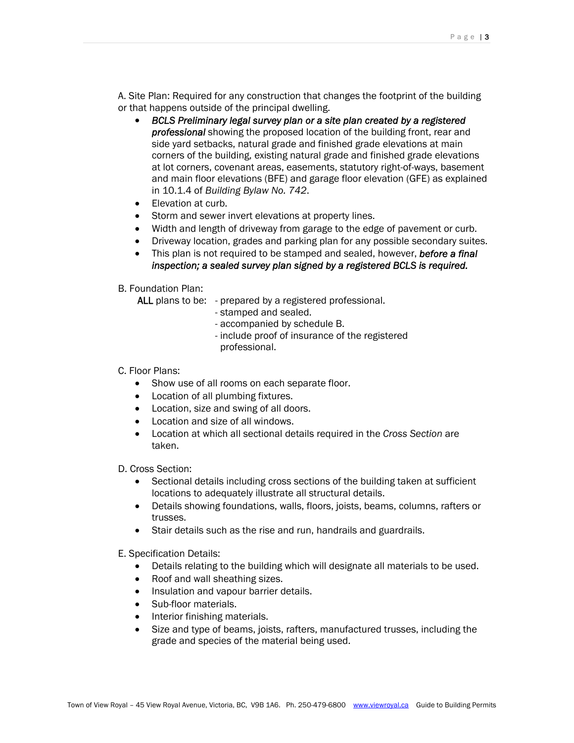A. Site Plan: Required for any construction that changes the footprint of the building or that happens outside of the principal dwelling.

- ***BCLS Preliminary legal survey plan or a site plan created by a registered professional*** showing the proposed location of the building front, rear and side yard setbacks, natural grade and finished grade elevations at main corners of the building, existing natural grade and finished grade elevations at lot corners, covenant areas, easements, statutory right-of-ways, basement and main floor elevations (BFE) and garage floor elevation (GFE) as explained in 10.1.4 of *Building Bylaw No. 742*.
- Elevation at curb.
- Storm and sewer invert elevations at property lines.
- Width and length of driveway from garage to the edge of pavement or curb.
- Driveway location, grades and parking plan for any possible secondary suites.
- This plan is not required to be stamped and sealed, however, ***before a final inspection; a sealed survey plan signed by a registered BCLS is required.***

B. Foundation Plan:

ALL plans to be:
- prepared by a registered professional.
- stamped and sealed.
- accompanied by schedule B.
- include proof of insurance of the registered professional.

C. Floor Plans:

- Show use of all rooms on each separate floor.
- Location of all plumbing fixtures.
- Location, size and swing of all doors.
- Location and size of all windows.
- Location at which all sectional details required in the *Cross Section* are taken.

D. Cross Section:

- Sectional details including cross sections of the building taken at sufficient locations to adequately illustrate all structural details.
- Details showing foundations, walls, floors, joists, beams, columns, rafters or trusses.
- Stair details such as the rise and run, handrails and guardrails.

E. Specification Details:

- Details relating to the building which will designate all materials to be used.
- Roof and wall sheathing sizes.
- Insulation and vapour barrier details.
- Sub-floor materials.
- Interior finishing materials.
- Size and type of beams, joists, rafters, manufactured trusses, including the grade and species of the material being used.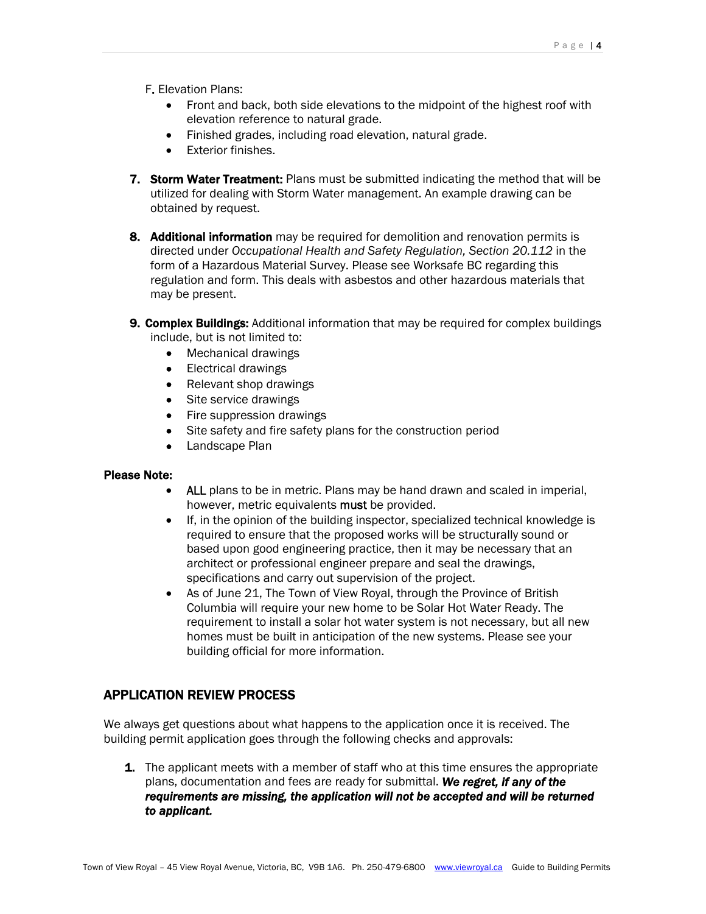F. Elevation Plans:

- Front and back, both side elevations to the midpoint of the highest roof with elevation reference to natural grade.
- Finished grades, including road elevation, natural grade.
- Exterior finishes.

7. **Storm Water Treatment:** Plans must be submitted indicating the method that will be utilized for dealing with Storm Water management. An example drawing can be obtained by request.

8. **Additional information** may be required for demolition and renovation permits is directed under *Occupational Health and Safety Regulation, Section 20.112* in the form of a Hazardous Material Survey. Please see Worksafe BC regarding this regulation and form. This deals with asbestos and other hazardous materials that may be present.

9. **Complex Buildings:** Additional information that may be required for complex buildings include, but is not limited to:
   - Mechanical drawings
   - Electrical drawings
   - Relevant shop drawings
   - Site service drawings
   - Fire suppression drawings
   - Site safety and fire safety plans for the construction period
   - Landscape Plan

**Please Note:**

- ALL plans to be in metric. Plans may be hand drawn and scaled in imperial, however, metric equivalents must be provided.
- If, in the opinion of the building inspector, specialized technical knowledge is required to ensure that the proposed works will be structurally sound or based upon good engineering practice, then it may be necessary that an architect or professional engineer prepare and seal the drawings, specifications and carry out supervision of the project.
- As of June 21, The Town of View Royal, through the Province of British Columbia will require your new home to be Solar Hot Water Ready. The requirement to install a solar hot water system is not necessary, but all new homes must be built in anticipation of the new systems. Please see your building official for more information.

## APPLICATION REVIEW PROCESS

We always get questions about what happens to the application once it is received. The building permit application goes through the following checks and approvals:

1. The applicant meets with a member of staff who at this time ensures the appropriate plans, documentation and fees are ready for submittal. ***We regret, if any of the requirements are missing, the application will not be accepted and will be returned to applicant.***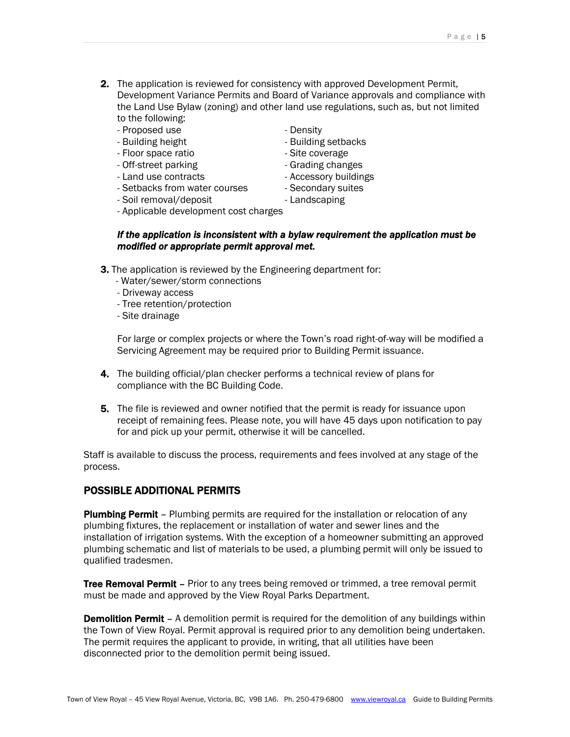2. The application is reviewed for consistency with approved Development Permit, Development Variance Permits and Board of Variance approvals and compliance with the Land Use Bylaw (zoning) and other land use regulations, such as, but not limited to the following:
   - Proposed use
   - Density
   - Building height
   - Building setbacks
   - Floor space ratio
   - Site coverage
   - Off-street parking
   - Grading changes
   - Land use contracts
   - Accessory buildings
   - Setbacks from water courses
   - Secondary suites
   - Soil removal/deposit
   - Landscaping
   - Applicable development cost charges

   ***If the application is inconsistent with a bylaw requirement the application must be modified or appropriate permit approval met.***

3. The application is reviewed by the Engineering department for:
   - Water/sewer/storm connections
   - Driveway access
   - Tree retention/protection
   - Site drainage

   For large or complex projects or where the Town's road right-of-way will be modified a Servicing Agreement may be required prior to Building Permit issuance.

4. The building official/plan checker performs a technical review of plans for compliance with the BC Building Code.

5. The file is reviewed and owner notified that the permit is ready for issuance upon receipt of remaining fees. Please note, you will have 45 days upon notification to pay for and pick up your permit, otherwise it will be cancelled.

Staff is available to discuss the process, requirements and fees involved at any stage of the process.

## POSSIBLE ADDITIONAL PERMITS

**Plumbing Permit** – Plumbing permits are required for the installation or relocation of any plumbing fixtures, the replacement or installation of water and sewer lines and the installation of irrigation systems. With the exception of a homeowner submitting an approved plumbing schematic and list of materials to be used, a plumbing permit will only be issued to qualified tradesmen.

**Tree Removal Permit** – Prior to any trees being removed or trimmed, a tree removal permit must be made and approved by the View Royal Parks Department.

**Demolition Permit** – A demolition permit is required for the demolition of any buildings within the Town of View Royal. Permit approval is required prior to any demolition being undertaken. The permit requires the applicant to provide, in writing, that all utilities have been disconnected prior to the demolition permit being issued.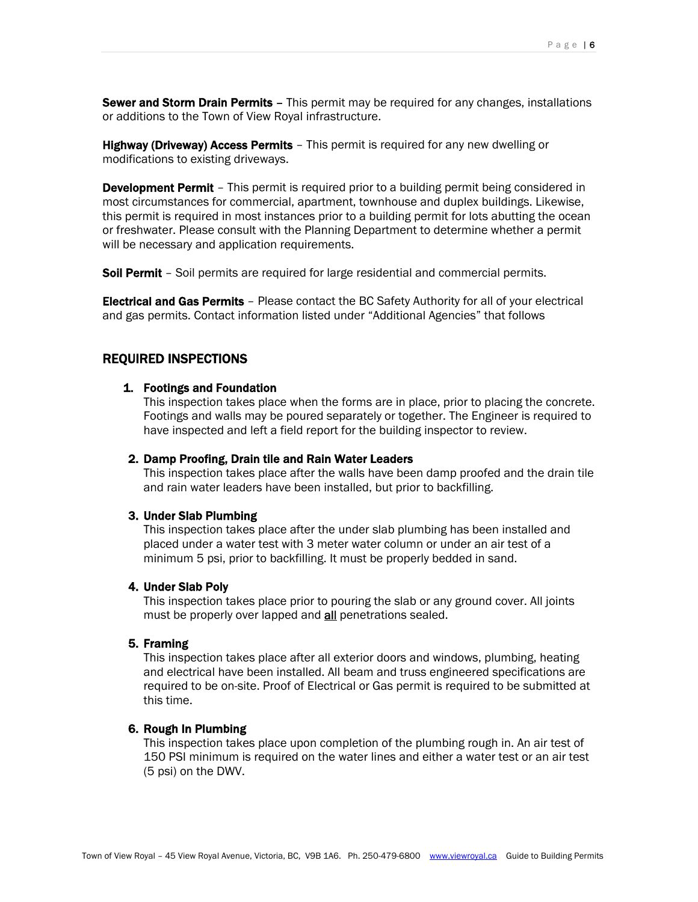**Sewer and Storm Drain Permits** – This permit may be required for any changes, installations or additions to the Town of View Royal infrastructure.

**Highway (Driveway) Access Permits** – This permit is required for any new dwelling or modifications to existing driveways.

**Development Permit** – This permit is required prior to a building permit being considered in most circumstances for commercial, apartment, townhouse and duplex buildings. Likewise, this permit is required in most instances prior to a building permit for lots abutting the ocean or freshwater. Please consult with the Planning Department to determine whether a permit will be necessary and application requirements.

**Soil Permit** – Soil permits are required for large residential and commercial permits.

**Electrical and Gas Permits** – Please contact the BC Safety Authority for all of your electrical and gas permits. Contact information listed under "Additional Agencies" that follows

## REQUIRED INSPECTIONS

1. **Footings and Foundation**
   This inspection takes place when the forms are in place, prior to placing the concrete. Footings and walls may be poured separately or together. The Engineer is required to have inspected and left a field report for the building inspector to review.

2. **Damp Proofing, Drain tile and Rain Water Leaders**
   This inspection takes place after the walls have been damp proofed and the drain tile and rain water leaders have been installed, but prior to backfilling.

3. **Under Slab Plumbing**
   This inspection takes place after the under slab plumbing has been installed and placed under a water test with 3 meter water column or under an air test of a minimum 5 psi, prior to backfilling. It must be properly bedded in sand.

4. **Under Slab Poly**
   This inspection takes place prior to pouring the slab or any ground cover. All joints must be properly over lapped and <u>all</u> penetrations sealed.

5. **Framing**
   This inspection takes place after all exterior doors and windows, plumbing, heating and electrical have been installed. All beam and truss engineered specifications are required to be on-site. Proof of Electrical or Gas permit is required to be submitted at this time.

6. **Rough In Plumbing**
   This inspection takes place upon completion of the plumbing rough in. An air test of 150 PSI minimum is required on the water lines and either a water test or an air test (5 psi) on the DWV.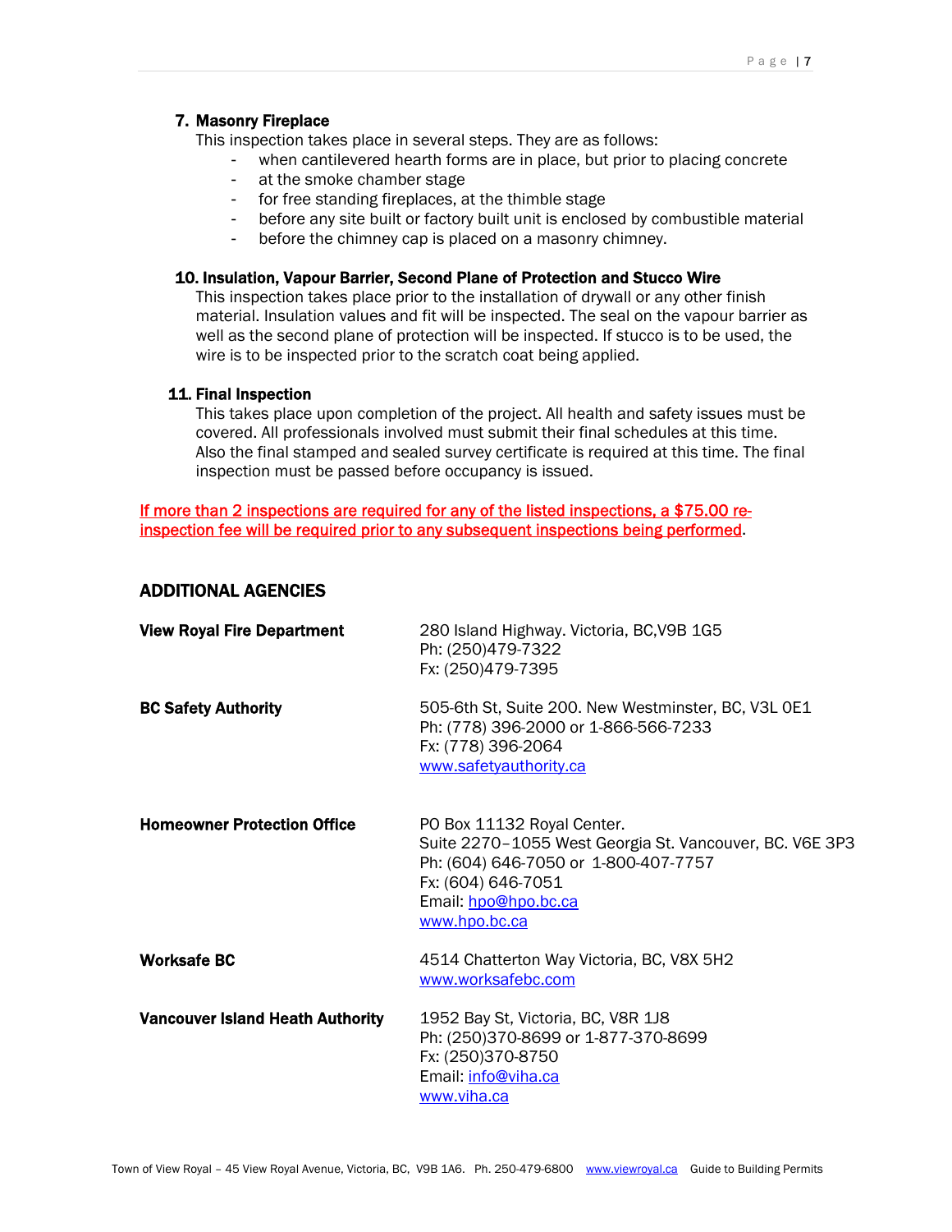### 7. Masonry Fireplace

This inspection takes place in several steps. They are as follows:

- when cantilevered hearth forms are in place, but prior to placing concrete
- at the smoke chamber stage
- for free standing fireplaces, at the thimble stage
- before any site built or factory built unit is enclosed by combustible material
- before the chimney cap is placed on a masonry chimney.

### 10. Insulation, Vapour Barrier, Second Plane of Protection and Stucco Wire

This inspection takes place prior to the installation of drywall or any other finish material. Insulation values and fit will be inspected. The seal on the vapour barrier as well as the second plane of protection will be inspected. If stucco is to be used, the wire is to be inspected prior to the scratch coat being applied.

### 11. Final Inspection

This takes place upon completion of the project. All health and safety issues must be covered. All professionals involved must submit their final schedules at this time. Also the final stamped and sealed survey certificate is required at this time. The final inspection must be passed before occupancy is issued.

If more than 2 inspections are required for any of the listed inspections, a $75.00 re-inspection fee will be required prior to any subsequent inspections being performed.

## ADDITIONAL AGENCIES

**View Royal Fire Department**
280 Island Highway. Victoria, BC,V9B 1G5
Ph: (250)479-7322
Fx: (250)479-7395

**BC Safety Authority**
505-6th St, Suite 200. New Westminster, BC, V3L 0E1
Ph: (778) 396-2000 or 1-866-566-7233
Fx: (778) 396-2064
www.safetyauthority.ca

**Homeowner Protection Office**
PO Box 11132 Royal Center.
Suite 2270–1055 West Georgia St. Vancouver, BC. V6E 3P3
Ph: (604) 646-7050 or 1-800-407-7757
Fx: (604) 646-7051
Email: hpo@hpo.bc.ca
www.hpo.bc.ca

**Worksafe BC**
4514 Chatterton Way Victoria, BC, V8X 5H2
www.worksafebc.com

**Vancouver Island Heath Authority**
1952 Bay St, Victoria, BC, V8R 1J8
Ph: (250)370-8699 or 1-877-370-8699
Fx: (250)370-8750
Email: info@viha.ca
www.viha.ca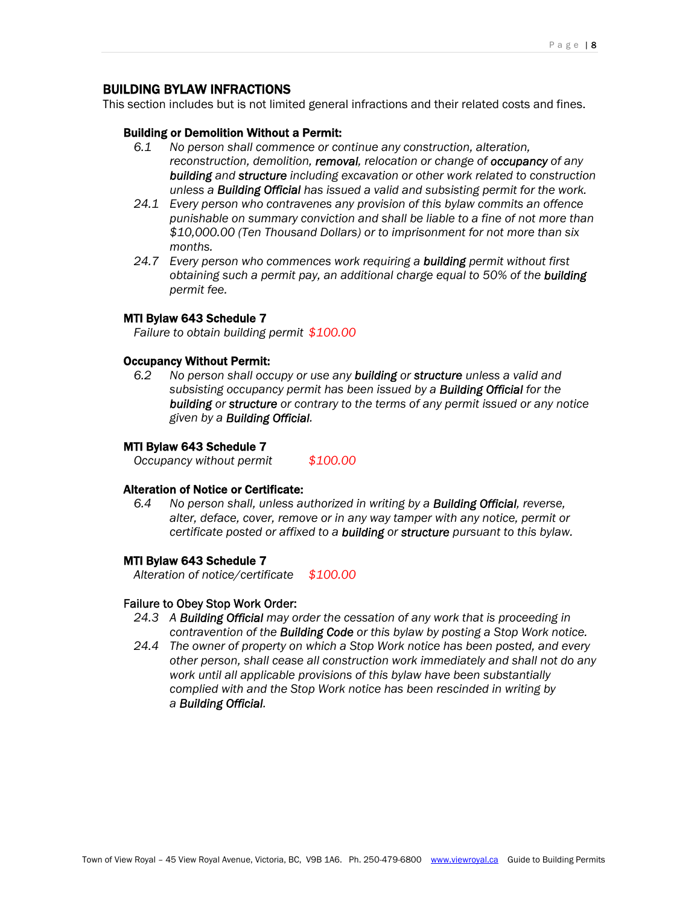## BUILDING BYLAW INFRACTIONS

This section includes but is not limited general infractions and their related costs and fines.

### Building or Demolition Without a Permit:

6.1 *No person shall commence or continue any construction, alteration, reconstruction, demolition,* ***removal****, relocation or change of* ***occupancy*** *of any* ***building*** *and* ***structure*** *including excavation or other work related to construction unless a* ***Building Official*** *has issued a valid and subsisting permit for the work.*

24.1 *Every person who contravenes any provision of this bylaw commits an offence punishable on summary conviction and shall be liable to a fine of not more than $10,000.00 (Ten Thousand Dollars) or to imprisonment for not more than six months.*

24.7 *Every person who commences work requiring a* ***building*** *permit without first obtaining such a permit pay, an additional charge equal to 50% of the* ***building*** *permit fee.*

### MTI Bylaw 643 Schedule 7

*Failure to obtain building permit* *$100.00*

### Occupancy Without Permit:

6.2 *No person shall occupy or use any* ***building*** *or* ***structure*** *unless a valid and subsisting occupancy permit has been issued by a* ***Building Official*** *for the* ***building*** *or* ***structure*** *or contrary to the terms of any permit issued or any notice given by a* ***Building Official****.*

### MTI Bylaw 643 Schedule 7

*Occupancy without permit* *$100.00*

### Alteration of Notice or Certificate:

6.4 *No person shall, unless authorized in writing by a* ***Building Official****, reverse, alter, deface, cover, remove or in any way tamper with any notice, permit or certificate posted or affixed to a* ***building*** *or* ***structure*** *pursuant to this bylaw.*

### MTI Bylaw 643 Schedule 7

*Alteration of notice/certificate* *$100.00*

### Failure to Obey Stop Work Order:

24.3 *A* ***Building Official*** *may order the cessation of any work that is proceeding in contravention of the* ***Building Code*** *or this bylaw by posting a Stop Work notice.*

24.4 *The owner of property on which a Stop Work notice has been posted, and every other person, shall cease all construction work immediately and shall not do any work until all applicable provisions of this bylaw have been substantially complied with and the Stop Work notice has been rescinded in writing by a* ***Building Official****.*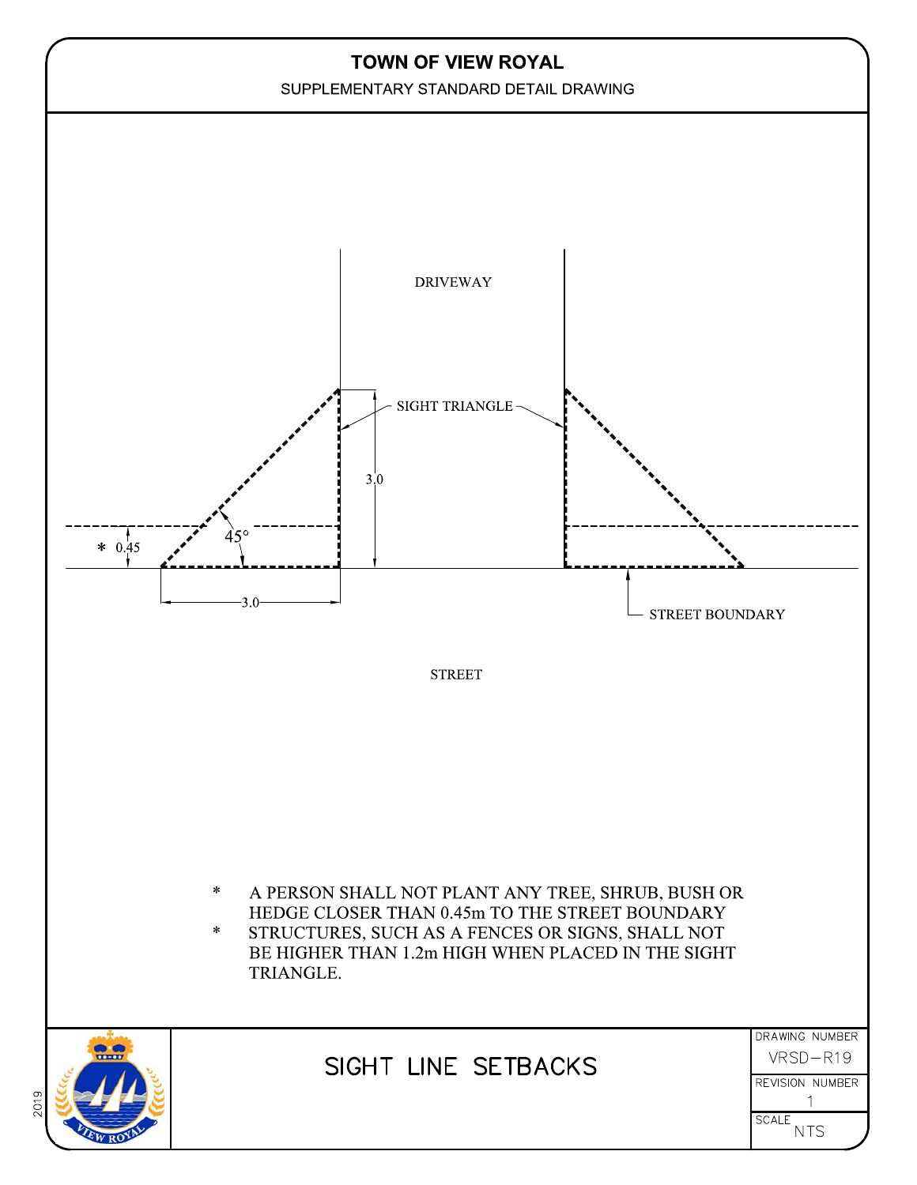# TOWN OF VIEW ROYAL

SUPPLEMENTARY STANDARD DETAIL DRAWING

DRIVEWAY

SIGHT TRIANGLE

3.0

45°

* 0.45

3.0

STREET BOUNDARY

STREET

- * A PERSON SHALL NOT PLANT ANY TREE, SHRUB, BUSH OR HEDGE CLOSER THAN 0.45m TO THE STREET BOUNDARY
- * STRUCTURES, SUCH AS A FENCES OR SIGNS, SHALL NOT BE HIGHER THAN 1.2m HIGH WHEN PLACED IN THE SIGHT TRIANGLE.

## SIGHT LINE SETBACKS

| DRAWING NUMBER | REVISION NUMBER | SCALE |
|---|---|---|
| VRSD–R19 | 1 | NTS |

2019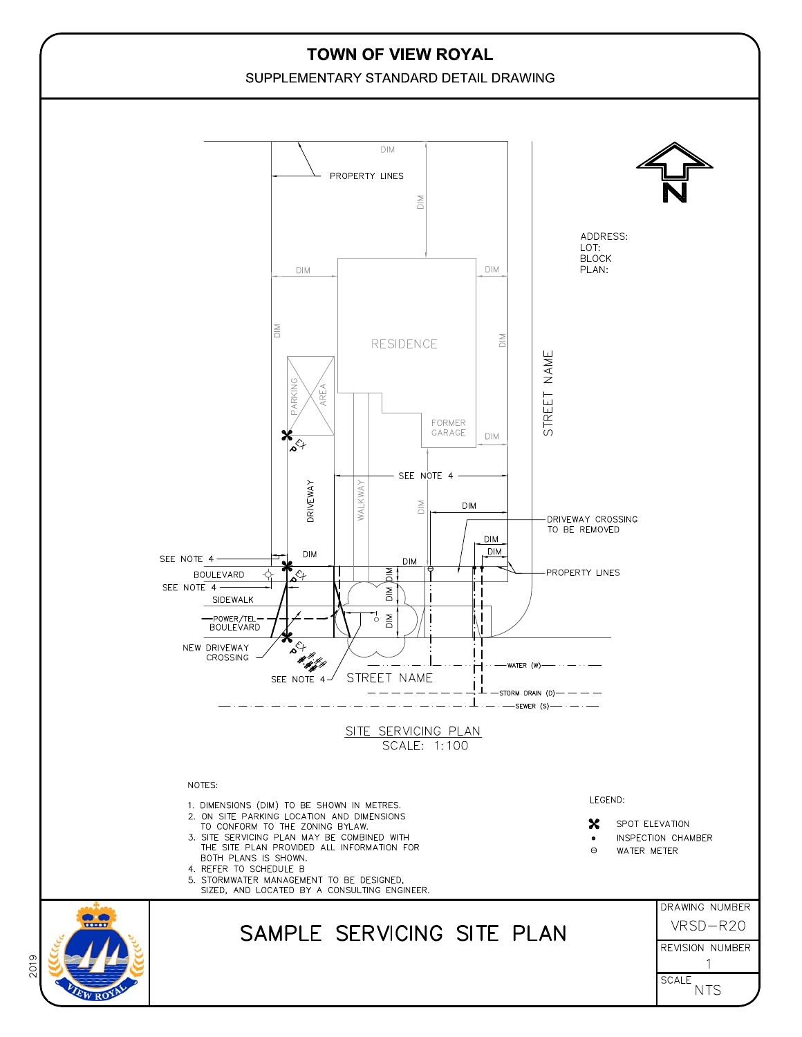# TOWN OF VIEW ROYAL

SUPPLEMENTARY STANDARD DETAIL DRAWING

PROPERTY LINES

DIM

ADDRESS:
LOT:
BLOCK
PLAN:

RESIDENCE

FORMER GARAGE

PARKING AREA

DRIVEWAY

WALKWAY

STREET NAME

SEE NOTE 4

DRIVEWAY CROSSING TO BE REMOVED

PROPERTY LINES

BOULEVARD

SIDEWALK

POWER/TEL BOULEVARD

NEW DRIVEWAY CROSSING

STREET NAME

WATER (W)

STORM DRAIN (D)

SEWER (S)

SITE SERVICING PLAN
SCALE: 1:100

NOTES:

1. DIMENSIONS (DIM) TO BE SHOWN IN METRES.
2. ON SITE PARKING LOCATION AND DIMENSIONS TO CONFORM TO THE ZONING BYLAW.
3. SITE SERVICING PLAN MAY BE COMBINED WITH THE SITE PLAN PROVIDED ALL INFORMATION FOR BOTH PLANS IS SHOWN.
4. REFER TO SCHEDULE B
5. STORMWATER MANAGEMENT TO BE DESIGNED, SIZED, AND LOCATED BY A CONSULTING ENGINEER.

LEGEND:

- SPOT ELEVATION
- INSPECTION CHAMBER
- WATER METER

## SAMPLE SERVICING SITE PLAN

| DRAWING NUMBER | REVISION NUMBER | SCALE |
| --- | --- | --- |
| VRSD–R20 | 1 | NTS |

2019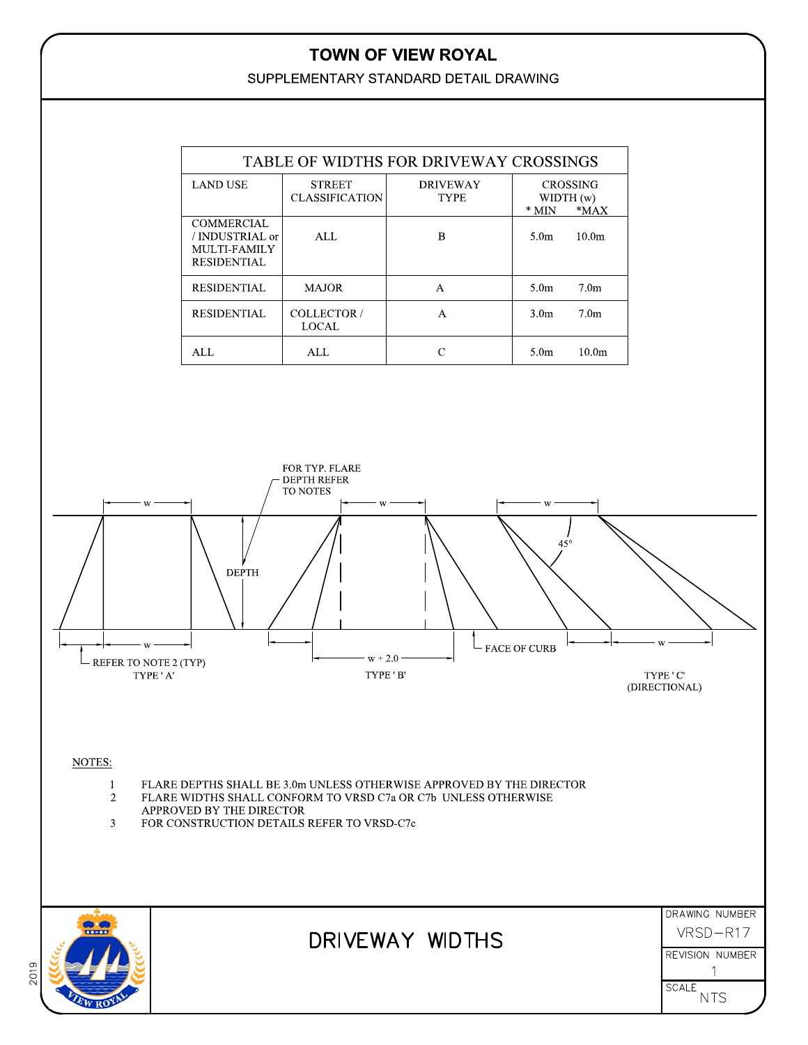# TOWN OF VIEW ROYAL

SUPPLEMENTARY STANDARD DETAIL DRAWING

| TABLE OF WIDTHS FOR DRIVEWAY CROSSINGS | | | | |
|---|---|---|---|---|
| LAND USE | STREET CLASSIFICATION | DRIVEWAY TYPE | CROSSING WIDTH (w) * MIN | *MAX |
| COMMERCIAL / INDUSTRIAL or MULTI-FAMILY RESIDENTIAL | ALL | B | 5.0m | 10.0m |
| RESIDENTIAL | MAJOR | A | 5.0m | 7.0m |
| RESIDENTIAL | COLLECTOR / LOCAL | A | 3.0m | 7.0m |
| ALL | ALL | C | 5.0m | 10.0m |

FOR TYP. FLARE DEPTH REFER TO NOTES

w

DEPTH

45°

REFER TO NOTE 2 (TYP)

TYPE 'A'

w + 2.0

TYPE 'B'

FACE OF CURB

TYPE 'C' (DIRECTIONAL)

NOTES:

1. FLARE DEPTHS SHALL BE 3.0m UNLESS OTHERWISE APPROVED BY THE DIRECTOR
2. FLARE WIDTHS SHALL CONFORM TO VRSD C7a OR C7b UNLESS OTHERWISE APPROVED BY THE DIRECTOR
3. FOR CONSTRUCTION DETAILS REFER TO VRSD-C7c

2019

VIEW ROYAL

## DRIVEWAY WIDTHS

DRAWING NUMBER: VRSD–R17

REVISION NUMBER: 1

SCALE: NTS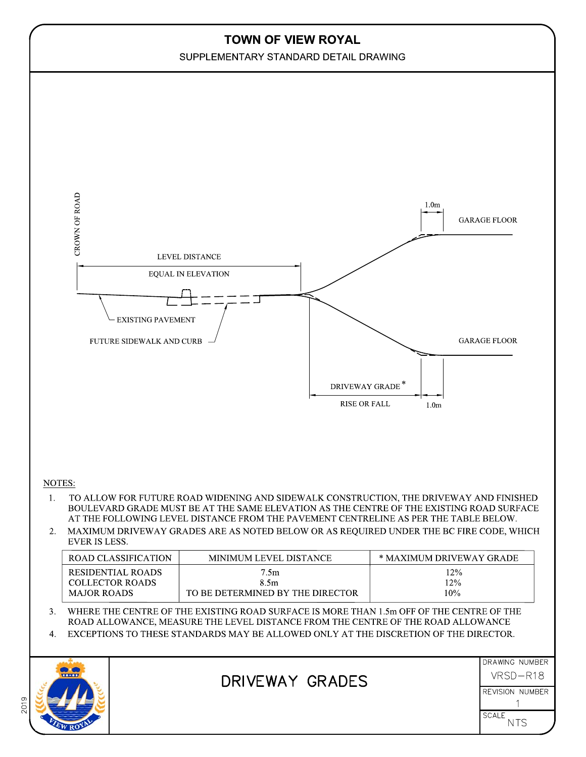# TOWN OF VIEW ROYAL

SUPPLEMENTARY STANDARD DETAIL DRAWING

CROWN OF ROAD

LEVEL DISTANCE

EQUAL IN ELEVATION

EXISTING PAVEMENT

FUTURE SIDEWALK AND CURB

1.0m

GARAGE FLOOR

GARAGE FLOOR

DRIVEWAY GRADE *

RISE OR FALL

1.0m

NOTES:

1. TO ALLOW FOR FUTURE ROAD WIDENING AND SIDEWALK CONSTRUCTION, THE DRIVEWAY AND FINISHED BOULEVARD GRADE MUST BE AT THE SAME ELEVATION AS THE CENTRE OF THE EXISTING ROAD SURFACE AT THE FOLLOWING LEVEL DISTANCE FROM THE PAVEMENT CENTRELINE AS PER THE TABLE BELOW.
2. MAXIMUM DRIVEWAY GRADES ARE AS NOTED BELOW OR AS REQUIRED UNDER THE BC FIRE CODE, WHICH EVER IS LESS.

| ROAD CLASSIFICATION | MINIMUM LEVEL DISTANCE | * MAXIMUM DRIVEWAY GRADE |
|---|---|---|
| RESIDENTIAL ROADS | 7.5m | 12% |
| COLLECTOR ROADS | 8.5m | 12% |
| MAJOR ROADS | TO BE DETERMINED BY THE DIRECTOR | 10% |

3. WHERE THE CENTRE OF THE EXISTING ROAD SURFACE IS MORE THAN 1.5m OFF OF THE CENTRE OF THE ROAD ALLOWANCE, MEASURE THE LEVEL DISTANCE FROM THE CENTRE OF THE ROAD ALLOWANCE
4. EXCEPTIONS TO THESE STANDARDS MAY BE ALLOWED ONLY AT THE DISCRETION OF THE DIRECTOR.

VIEW ROYAL

## DRIVEWAY GRADES

DRAWING NUMBER: VRSD–R18

REVISION NUMBER: 1

SCALE: NTS

2019